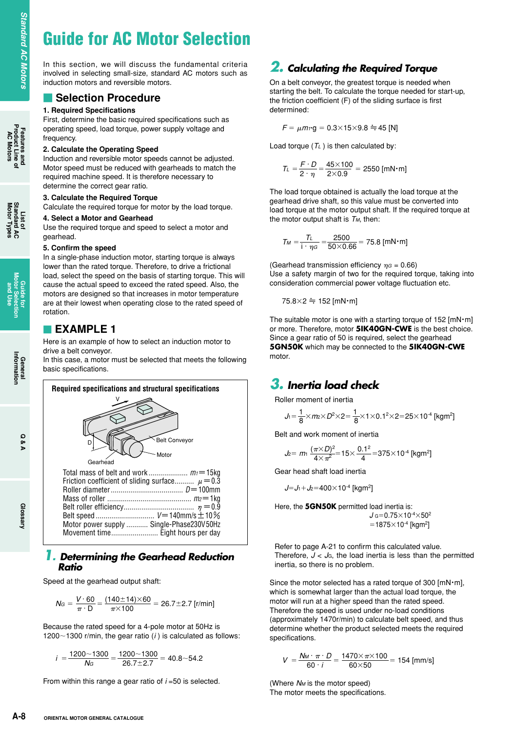# Guide for AC Motor Selection

In this section, we will discuss the fundamental criteria involved in selecting small-size, standard AC motors such as induction motors and reversible motors.

## Selection Procedure

**1. Required Specifications**

First, determine the basic required specifications such as operating speed, load torque, power supply voltage and frequency.

**2. Calculate the Operating Speed**

Induction and reversible motor speeds cannot be adjusted. Motor speed must be reduced with gearheads to match the required machine speed. It is therefore necessary to determine the correct gear ratio.

**3. Calculate the Required Torque**

Calculate the required torque for motor by the load torque.

**4. Select a Motor and Gearhead**

Use the required torque and speed to select a motor and gearhead.

**5. Confirm the speed**

In a single-phase induction motor, starting torque is always lower than the rated torque. Therefore, to drive a frictional load, select the speed on the basis of starting torque. This will cause the actual speed to exceed the rated speed. Also, the motors are designed so that increases in motor temperature are at their lowest when operating close to the rated speed of rotation.

## EXAMPLE 1

Here is an example of how to select an induction motor to drive a belt conveyor.

In this case, a motor must be selected that meets the following basic specifications.

**Required specifications and structural specifications**

(Figure labels: V, D, Belt Conveyor, Motor, Gearhead)

- Total mass of belt and work .................... $m_1 = 15$kg
- Friction coefficient of sliding surface.......... $\mu = 0.3$
- Roller diameter...................................... $D = 100$mm
- Mass of roller ........................................... $m_2 = 1$kg
- Belt roller efficiency.................................... $\eta = 0.9$
- Belt speed .............................. $V = 140$mm/s $\pm 10\%$
- Motor power supply ........... Single-Phase230V50Hz
- Movement time........................ Eight hours per day

### 1. Determining the Gearhead Reduction Ratio

Speed at the gearhead output shaft:

$$N_G = \frac{V \cdot 60}{\pi \cdot D} = \frac{(140 \pm 14) \times 60}{\pi \times 100} = 26.7 \pm 2.7 \text{ [r/min]}$$

Because the rated speed for a 4-pole motor at 50Hz is 1200~1300 r/min, the gear ratio ($i$) is calculated as follows:

$$i = \frac{1200 \sim 1300}{N_G} = \frac{1200 \sim 1300}{26.7 \pm 2.7} = 40.8 \sim 54.2$$

From within this range a gear ratio of $i = 50$ is selected.

### 2. Calculating the Required Torque

On a belt conveyor, the greatest torque is needed when starting the belt. To calculate the torque needed for start-up, the friction coefficient (F) of the sliding surface is first determined:

$$F = \mu m_1 \cdot g = 0.3 \times 15 \times 9.8 \fallingdotseq 45 \text{ [N]}$$

Load torque ($T_L$) is then calculated by:

$$T_L = \frac{F \cdot D}{2 \cdot \eta} = \frac{45 \times 100}{2 \times 0.9} = 2550 \text{ [mN·m]}$$

The load torque obtained is actually the load torque at the gearhead drive shaft, so this value must be converted into load torque at the motor output shaft. If the required torque at the motor output shaft is $T_M$, then:

$$T_M = \frac{T_L}{i \cdot \eta_G} = \frac{2500}{50 \times 0.66} = 75.8 \text{ [mN·m]}$$

(Gearhead transmission efficiency $\eta_G = 0.66$)

Use a safety margin of two for the required torque, taking into consideration commercial power voltage fluctuation etc.

$$75.8 \times 2 \fallingdotseq 152 \text{ [mN·m]}$$

The suitable motor is one with a starting torque of 152 [mN·m] or more. Therefore, motor **5IK40GN-CWE** is the best choice. Since a gear ratio of 50 is required, select the gearhead **5GN50K** which may be connected to the **5IK40GN-CWE** motor.

### 3. Inertia load check

Roller moment of inertia

$$J_1 = \frac{1}{8} \times m_2 \times D^2 \times 2 = \frac{1}{8} \times 1 \times 0.1^2 \times 2 = 25 \times 10^{-4} \text{ [kgm}^2\text{]}$$

Belt and work moment of inertia

$$J_2 = m_1 \frac{(\pi \times D)^2}{4 \times \pi^2} = 15 \times \frac{0.1^2}{4} = 375 \times 10^{-4} \text{ [kgm}^2\text{]}$$

Gear head shaft load inertia

$$J = J_1 + J_2 = 400 \times 10^{-4} \text{ [kgm}^2\text{]}$$

Here, the **5GN50K** permitted load inertia is:

$$J_G = 0.75 \times 10^{-4} \times 50^2 = 1875 \times 10^{-4} \text{ [kgm}^2\text{]}$$

Refer to page A-21 to confirm this calculated value.

Therefore, $J < J_G$, the load inertia is less than the permitted inertia, so there is no problem.

Since the motor selected has a rated torque of 300 [mN·m], which is somewhat larger than the actual load torque, the motor will run at a higher speed than the rated speed. Therefore the speed is used under no-load conditions (approximately 1470r/min) to calculate belt speed, and thus determine whether the product selected meets the required specifications.

$$V = \frac{N_M \cdot \pi \cdot D}{60 \cdot i} = \frac{1470 \times \pi \times 100}{60 \times 50} = 154 \text{ [mm/s]}$$

(Where $N_M$ is the motor speed)

The motor meets the specifications.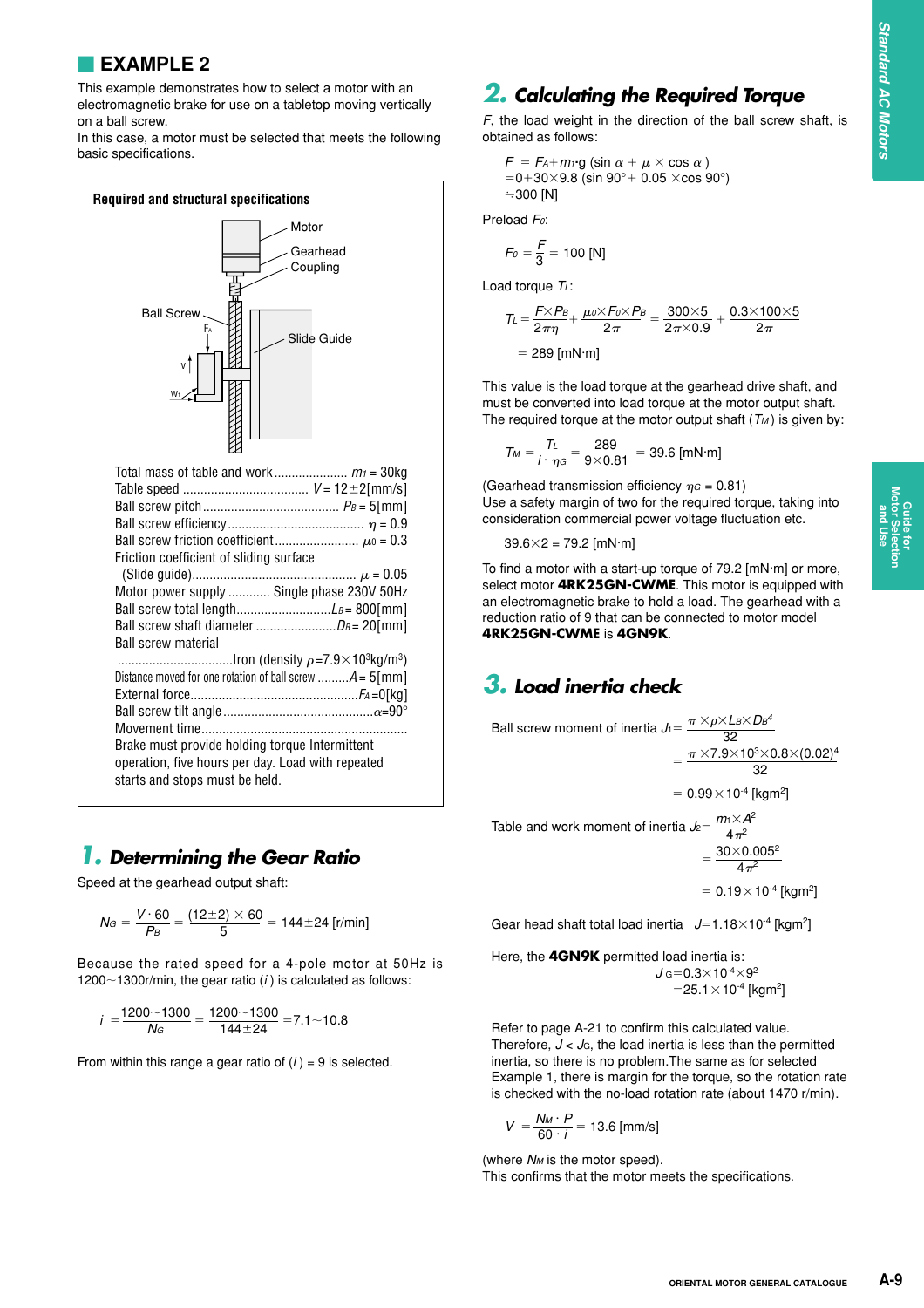## EXAMPLE 2

This example demonstrates how to select a motor with an electromagnetic brake for use on a tabletop moving vertically on a ball screw.
In this case, a motor must be selected that meets the following basic specifications.

**Required and structural specifications**

Motor
Gearhead
Coupling
Ball Screw
Slide Guide
$F_A$
V
$W_1$

| | |
|---|---|
| Total mass of table and work | $m_1$ = 30kg |
| Table speed | $V$ = 12±2[mm/s] |
| Ball screw pitch | $P_B$ = 5[mm] |
| Ball screw efficiency | $\eta$ = 0.9 |
| Ball screw friction coefficient | $\mu_0$ = 0.3 |
| Friction coefficient of sliding surface (Slide guide) | $\mu$ = 0.05 |
| Motor power supply | Single phase 230V 50Hz |
| Ball screw total length | $L_B$ = 800[mm] |
| Ball screw shaft diameter | $D_B$ = 20[mm] |
| Ball screw material | Iron (density $\rho$ =7.9×10³kg/m³) |
| Distance moved for one rotation of ball screw | $A$ = 5[mm] |
| External force | $F_A$ =0[kg] |
| Ball screw tilt angle | $\alpha$=90° |
| Movement time | |

Brake must provide holding torque Intermittent operation, five hours per day. Load with repeated starts and stops must be held.

## 1. Determining the Gear Ratio

Speed at the gearhead output shaft:

$$N_G = \frac{V \cdot 60}{P_B} = \frac{(12 \pm 2) \times 60}{5} = 144 \pm 24 \text{ [r/min]}$$

Because the rated speed for a 4-pole motor at 50Hz is 1200~1300r/min, the gear ratio ($i$) is calculated as follows:

$$i = \frac{1200 \sim 1300}{N_G} = \frac{1200 \sim 1300}{144 \pm 24} = 7.1 \sim 10.8$$

From within this range a gear ratio of ($i$) = 9 is selected.

## 2. Calculating the Required Torque

$F$, the load weight in the direction of the ball screw shaft, is obtained as follows:

$$F = F_A + m_1 \cdot g \,(\sin\alpha + \mu \times \cos\alpha)$$
$$= 0 + 30 \times 9.8 \,(\sin 90° + 0.05 \times \cos 90°)$$
$$\fallingdotseq 300 \text{ [N]}$$

Preload $F_0$:

$$F_0 = \frac{F}{3} = 100 \text{ [N]}$$

Load torque $T_L$:

$$T_L = \frac{F \times P_B}{2\pi\eta} + \frac{\mu_0 \times F_0 \times P_B}{2\pi} = \frac{300 \times 5}{2\pi \times 0.9} + \frac{0.3 \times 100 \times 5}{2\pi}$$
$$= 289 \text{ [mN·m]}$$

This value is the load torque at the gearhead drive shaft, and must be converted into load torque at the motor output shaft. The required torque at the motor output shaft ($T_M$) is given by:

$$T_M = \frac{T_L}{i \cdot \eta_G} = \frac{289}{9 \times 0.81} = 39.6 \text{ [mN·m]}$$

(Gearhead transmission efficiency $\eta_G$ = 0.81)
Use a safety margin of two for the required torque, taking into consideration commercial power voltage fluctuation etc.

$$39.6 \times 2 = 79.2 \text{ [mN·m]}$$

To find a motor with a start-up torque of 79.2 [mN·m] or more, select motor **4RK25GN-CWME**. This motor is equipped with an electromagnetic brake to hold a load. The gearhead with a reduction ratio of 9 that can be connected to motor model **4RK25GN-CWME** is **4GN9K**.

## 3. Load inertia check

Ball screw moment of inertia

$$J_1 = \frac{\pi \times \rho \times L_B \times D_B^4}{32}$$
$$= \frac{\pi \times 7.9 \times 10^3 \times 0.8 \times (0.02)^4}{32}$$
$$= 0.99 \times 10^{-4} \text{ [kgm}^2\text{]}$$

Table and work moment of inertia

$$J_2 = \frac{m_1 \times A^2}{4\pi^2}$$
$$= \frac{30 \times 0.005^2}{4\pi^2}$$
$$= 0.19 \times 10^{-4} \text{ [kgm}^2\text{]}$$

Gear head shaft total load inertia $J = 1.18 \times 10^{-4}$ [kgm²]

Here, the **4GN9K** permitted load inertia is:

$$J_G = 0.3 \times 10^{-4} \times 9^2$$
$$= 25.1 \times 10^{-4} \text{ [kgm}^2\text{]}$$

Refer to page A-21 to confirm this calculated value.
Therefore, $J < J_G$, the load inertia is less than the permitted inertia, so there is no problem. The same as for selected Example 1, there is margin for the torque, so the rotation rate is checked with the no-load rotation rate (about 1470 r/min).

$$V = \frac{N_M \cdot P}{60 \cdot i} = 13.6 \text{ [mm/s]}$$

(where $N_M$ is the motor speed).
This confirms that the motor meets the specifications.